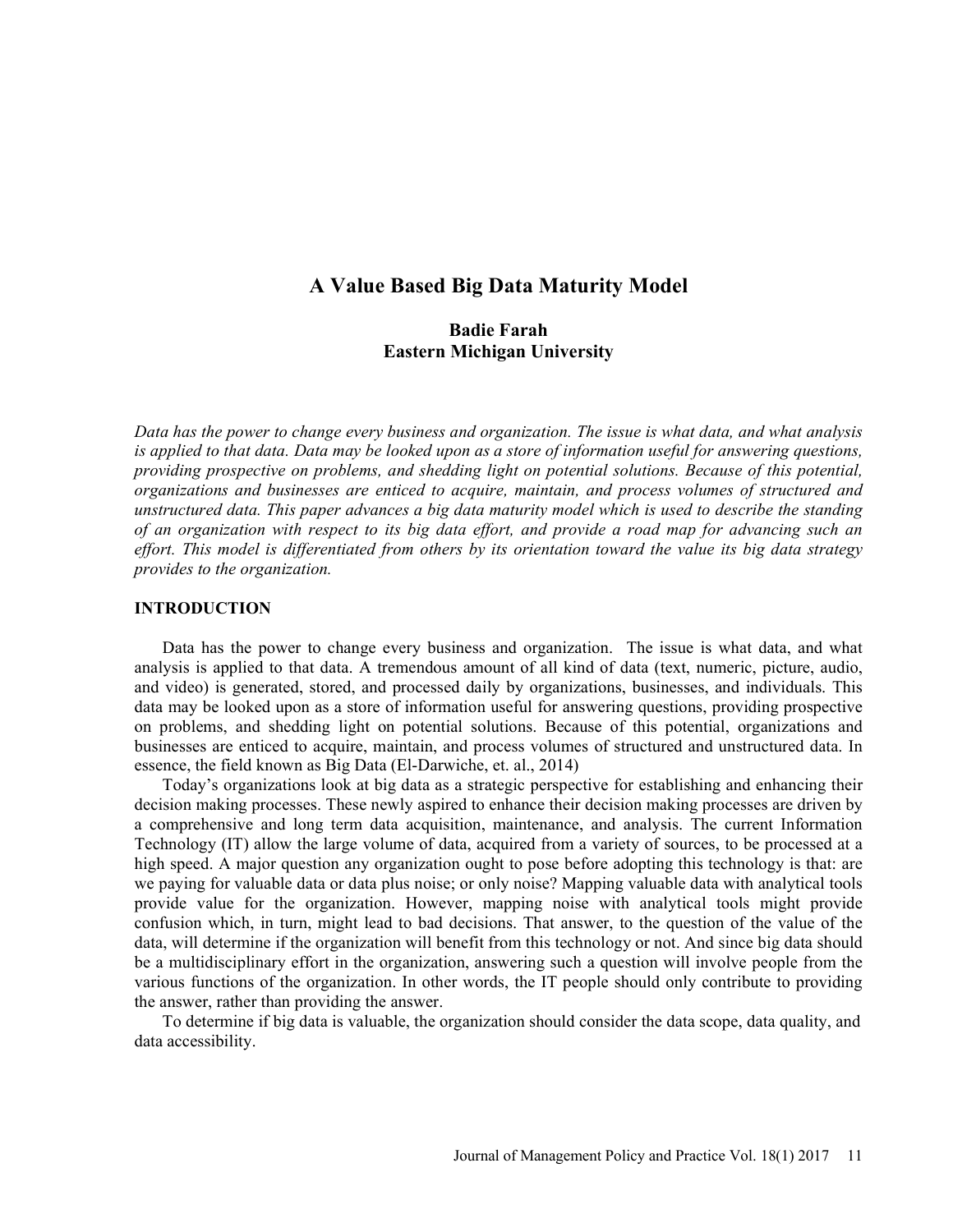# A Value Based Big Data Maturity Model

**Badie Farah**
**Eastern Michigan University**

*Data has the power to change every business and organization. The issue is what data, and what analysis is applied to that data. Data may be looked upon as a store of information useful for answering questions, providing prospective on problems, and shedding light on potential solutions. Because of this potential, organizations and businesses are enticed to acquire, maintain, and process volumes of structured and unstructured data. This paper advances a big data maturity model which is used to describe the standing of an organization with respect to its big data effort, and provide a road map for advancing such an effort. This model is differentiated from others by its orientation toward the value its big data strategy provides to the organization.*

## INTRODUCTION

Data has the power to change every business and organization. The issue is what data, and what analysis is applied to that data. A tremendous amount of all kind of data (text, numeric, picture, audio, and video) is generated, stored, and processed daily by organizations, businesses, and individuals. This data may be looked upon as a store of information useful for answering questions, providing prospective on problems, and shedding light on potential solutions. Because of this potential, organizations and businesses are enticed to acquire, maintain, and process volumes of structured and unstructured data. In essence, the field known as Big Data (El-Darwiche, et. al., 2014)

Today's organizations look at big data as a strategic perspective for establishing and enhancing their decision making processes. These newly aspired to enhance their decision making processes are driven by a comprehensive and long term data acquisition, maintenance, and analysis. The current Information Technology (IT) allow the large volume of data, acquired from a variety of sources, to be processed at a high speed. A major question any organization ought to pose before adopting this technology is that: are we paying for valuable data or data plus noise; or only noise? Mapping valuable data with analytical tools provide value for the organization. However, mapping noise with analytical tools might provide confusion which, in turn, might lead to bad decisions. That answer, to the question of the value of the data, will determine if the organization will benefit from this technology or not. And since big data should be a multidisciplinary effort in the organization, answering such a question will involve people from the various functions of the organization. In other words, the IT people should only contribute to providing the answer, rather than providing the answer.

To determine if big data is valuable, the organization should consider the data scope, data quality, and data accessibility.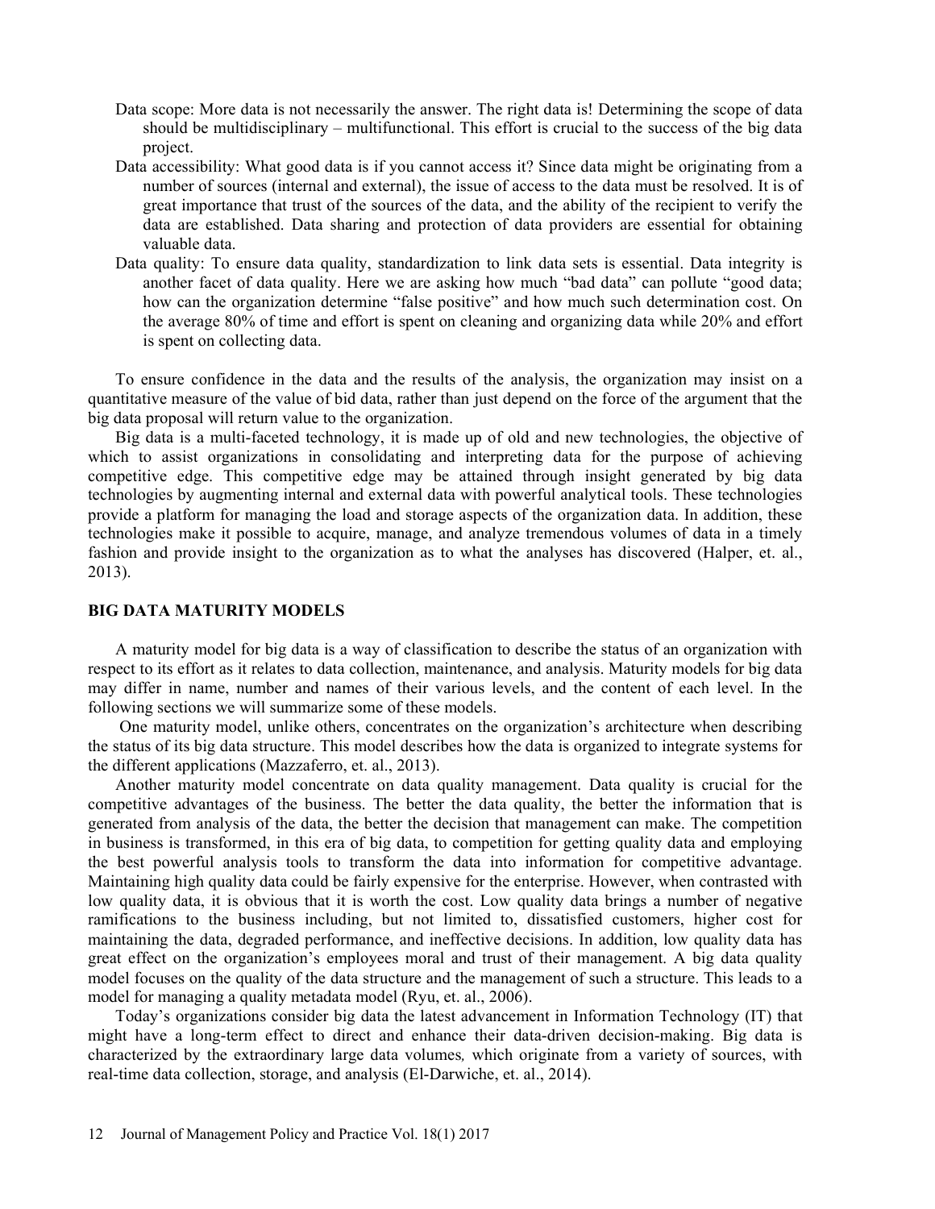Data scope: More data is not necessarily the answer. The right data is! Determining the scope of data should be multidisciplinary – multifunctional. This effort is crucial to the success of the big data project.

Data accessibility: What good data is if you cannot access it? Since data might be originating from a number of sources (internal and external), the issue of access to the data must be resolved. It is of great importance that trust of the sources of the data, and the ability of the recipient to verify the data are established. Data sharing and protection of data providers are essential for obtaining valuable data.

Data quality: To ensure data quality, standardization to link data sets is essential. Data integrity is another facet of data quality. Here we are asking how much "bad data" can pollute "good data; how can the organization determine "false positive" and how much such determination cost. On the average 80% of time and effort is spent on cleaning and organizing data while 20% and effort is spent on collecting data.

To ensure confidence in the data and the results of the analysis, the organization may insist on a quantitative measure of the value of bid data, rather than just depend on the force of the argument that the big data proposal will return value to the organization.

Big data is a multi-faceted technology, it is made up of old and new technologies, the objective of which to assist organizations in consolidating and interpreting data for the purpose of achieving competitive edge. This competitive edge may be attained through insight generated by big data technologies by augmenting internal and external data with powerful analytical tools. These technologies provide a platform for managing the load and storage aspects of the organization data. In addition, these technologies make it possible to acquire, manage, and analyze tremendous volumes of data in a timely fashion and provide insight to the organization as to what the analyses has discovered (Halper, et. al., 2013).

## BIG DATA MATURITY MODELS

A maturity model for big data is a way of classification to describe the status of an organization with respect to its effort as it relates to data collection, maintenance, and analysis. Maturity models for big data may differ in name, number and names of their various levels, and the content of each level. In the following sections we will summarize some of these models.

One maturity model, unlike others, concentrates on the organization's architecture when describing the status of its big data structure. This model describes how the data is organized to integrate systems for the different applications (Mazzaferro, et. al., 2013).

Another maturity model concentrate on data quality management. Data quality is crucial for the competitive advantages of the business. The better the data quality, the better the information that is generated from analysis of the data, the better the decision that management can make. The competition in business is transformed, in this era of big data, to competition for getting quality data and employing the best powerful analysis tools to transform the data into information for competitive advantage. Maintaining high quality data could be fairly expensive for the enterprise. However, when contrasted with low quality data, it is obvious that it is worth the cost. Low quality data brings a number of negative ramifications to the business including, but not limited to, dissatisfied customers, higher cost for maintaining the data, degraded performance, and ineffective decisions. In addition, low quality data has great effect on the organization's employees moral and trust of their management. A big data quality model focuses on the quality of the data structure and the management of such a structure. This leads to a model for managing a quality metadata model (Ryu, et. al., 2006).

Today's organizations consider big data the latest advancement in Information Technology (IT) that might have a long-term effect to direct and enhance their data-driven decision-making. Big data is characterized by the extraordinary large data volumes*,* which originate from a variety of sources, with real-time data collection, storage, and analysis (El-Darwiche, et. al., 2014).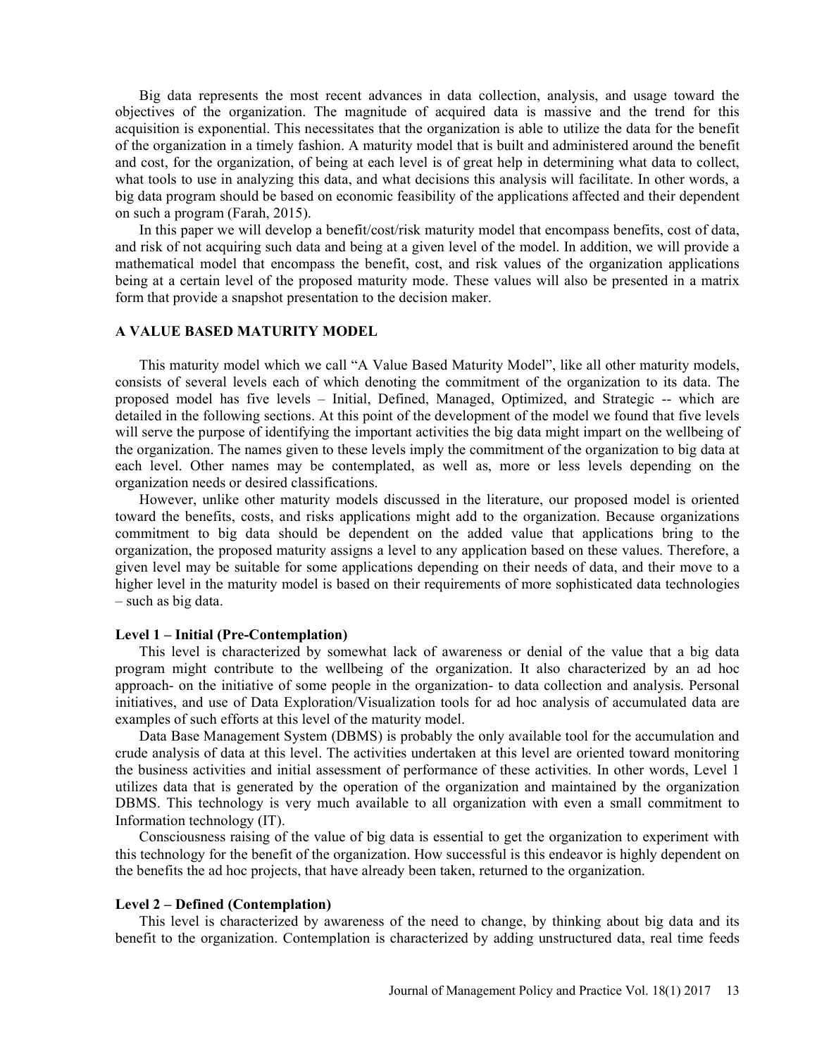Big data represents the most recent advances in data collection, analysis, and usage toward the objectives of the organization. The magnitude of acquired data is massive and the trend for this acquisition is exponential. This necessitates that the organization is able to utilize the data for the benefit of the organization in a timely fashion. A maturity model that is built and administered around the benefit and cost, for the organization, of being at each level is of great help in determining what data to collect, what tools to use in analyzing this data, and what decisions this analysis will facilitate. In other words, a big data program should be based on economic feasibility of the applications affected and their dependent on such a program (Farah, 2015).

In this paper we will develop a benefit/cost/risk maturity model that encompass benefits, cost of data, and risk of not acquiring such data and being at a given level of the model. In addition, we will provide a mathematical model that encompass the benefit, cost, and risk values of the organization applications being at a certain level of the proposed maturity mode. These values will also be presented in a matrix form that provide a snapshot presentation to the decision maker.

## A VALUE BASED MATURITY MODEL

This maturity model which we call "A Value Based Maturity Model", like all other maturity models, consists of several levels each of which denoting the commitment of the organization to its data. The proposed model has five levels – Initial, Defined, Managed, Optimized, and Strategic -- which are detailed in the following sections. At this point of the development of the model we found that five levels will serve the purpose of identifying the important activities the big data might impart on the wellbeing of the organization. The names given to these levels imply the commitment of the organization to big data at each level. Other names may be contemplated, as well as, more or less levels depending on the organization needs or desired classifications.

However, unlike other maturity models discussed in the literature, our proposed model is oriented toward the benefits, costs, and risks applications might add to the organization. Because organizations commitment to big data should be dependent on the added value that applications bring to the organization, the proposed maturity assigns a level to any application based on these values. Therefore, a given level may be suitable for some applications depending on their needs of data, and their move to a higher level in the maturity model is based on their requirements of more sophisticated data technologies – such as big data.

### Level 1 – Initial (Pre-Contemplation)

This level is characterized by somewhat lack of awareness or denial of the value that a big data program might contribute to the wellbeing of the organization. It also characterized by an ad hoc approach- on the initiative of some people in the organization- to data collection and analysis. Personal initiatives, and use of Data Exploration/Visualization tools for ad hoc analysis of accumulated data are examples of such efforts at this level of the maturity model.

Data Base Management System (DBMS) is probably the only available tool for the accumulation and crude analysis of data at this level. The activities undertaken at this level are oriented toward monitoring the business activities and initial assessment of performance of these activities. In other words, Level 1 utilizes data that is generated by the operation of the organization and maintained by the organization DBMS. This technology is very much available to all organization with even a small commitment to Information technology (IT).

Consciousness raising of the value of big data is essential to get the organization to experiment with this technology for the benefit of the organization. How successful is this endeavor is highly dependent on the benefits the ad hoc projects, that have already been taken, returned to the organization.

### Level 2 – Defined (Contemplation)

This level is characterized by awareness of the need to change, by thinking about big data and its benefit to the organization. Contemplation is characterized by adding unstructured data, real time feeds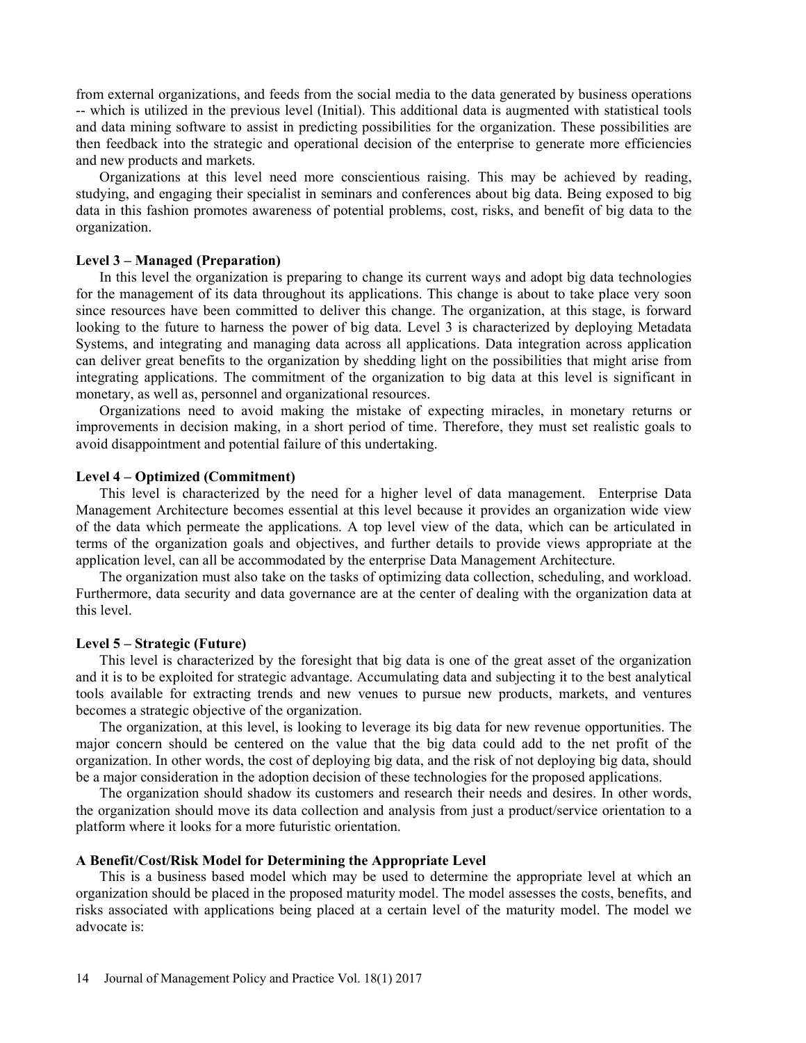from external organizations, and feeds from the social media to the data generated by business operations -- which is utilized in the previous level (Initial). This additional data is augmented with statistical tools and data mining software to assist in predicting possibilities for the organization. These possibilities are then feedback into the strategic and operational decision of the enterprise to generate more efficiencies and new products and markets.

Organizations at this level need more conscientious raising. This may be achieved by reading, studying, and engaging their specialist in seminars and conferences about big data. Being exposed to big data in this fashion promotes awareness of potential problems, cost, risks, and benefit of big data to the organization.

**Level 3 – Managed (Preparation)**

In this level the organization is preparing to change its current ways and adopt big data technologies for the management of its data throughout its applications. This change is about to take place very soon since resources have been committed to deliver this change. The organization, at this stage, is forward looking to the future to harness the power of big data. Level 3 is characterized by deploying Metadata Systems, and integrating and managing data across all applications. Data integration across application can deliver great benefits to the organization by shedding light on the possibilities that might arise from integrating applications. The commitment of the organization to big data at this level is significant in monetary, as well as, personnel and organizational resources.

Organizations need to avoid making the mistake of expecting miracles, in monetary returns or improvements in decision making, in a short period of time. Therefore, they must set realistic goals to avoid disappointment and potential failure of this undertaking.

**Level 4 – Optimized (Commitment)**

This level is characterized by the need for a higher level of data management. Enterprise Data Management Architecture becomes essential at this level because it provides an organization wide view of the data which permeate the applications. A top level view of the data, which can be articulated in terms of the organization goals and objectives, and further details to provide views appropriate at the application level, can all be accommodated by the enterprise Data Management Architecture.

The organization must also take on the tasks of optimizing data collection, scheduling, and workload. Furthermore, data security and data governance are at the center of dealing with the organization data at this level.

**Level 5 – Strategic (Future)**

This level is characterized by the foresight that big data is one of the great asset of the organization and it is to be exploited for strategic advantage. Accumulating data and subjecting it to the best analytical tools available for extracting trends and new venues to pursue new products, markets, and ventures becomes a strategic objective of the organization.

The organization, at this level, is looking to leverage its big data for new revenue opportunities. The major concern should be centered on the value that the big data could add to the net profit of the organization. In other words, the cost of deploying big data, and the risk of not deploying big data, should be a major consideration in the adoption decision of these technologies for the proposed applications.

The organization should shadow its customers and research their needs and desires. In other words, the organization should move its data collection and analysis from just a product/service orientation to a platform where it looks for a more futuristic orientation.

**A Benefit/Cost/Risk Model for Determining the Appropriate Level**

This is a business based model which may be used to determine the appropriate level at which an organization should be placed in the proposed maturity model. The model assesses the costs, benefits, and risks associated with applications being placed at a certain level of the maturity model. The model we advocate is: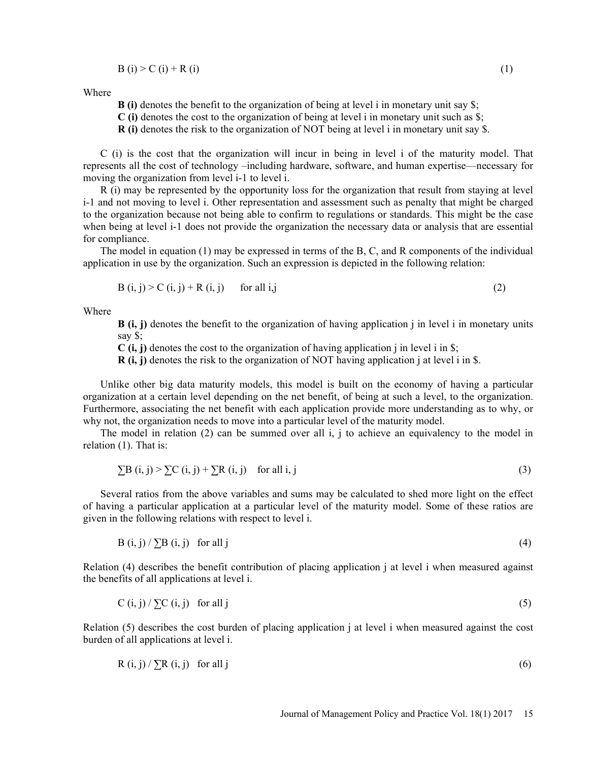$$B(i) > C(i) + R(i) \qquad (1)$$

Where

**B (i)** denotes the benefit to the organization of being at level i in monetary unit say $;
**C (i)** denotes the cost to the organization of being at level i in monetary unit such as $;
**R (i)** denotes the risk to the organization of NOT being at level i in monetary unit say $.

C (i) is the cost that the organization will incur in being in level i of the maturity model. That represents all the cost of technology –including hardware, software, and human expertise—necessary for moving the organization from level i-1 to level i.

R (i) may be represented by the opportunity loss for the organization that result from staying at level i-1 and not moving to level i. Other representation and assessment such as penalty that might be charged to the organization because not being able to confirm to regulations or standards. This might be the case when being at level i-1 does not provide the organization the necessary data or analysis that are essential for compliance.

The model in equation (1) may be expressed in terms of the B, C, and R components of the individual application in use by the organization. Such an expression is depicted in the following relation:

$$B(i, j) > C(i, j) + R(i, j) \quad \text{for all } i, j \qquad (2)$$

Where

**B (i, j)** denotes the benefit to the organization of having application j in level i in monetary units say $;
**C (i, j)** denotes the cost to the organization of having application j in level i in $;
**R (i, j)** denotes the risk to the organization of NOT having application j at level i in $.

Unlike other big data maturity models, this model is built on the economy of having a particular organization at a certain level depending on the net benefit, of being at such a level, to the organization. Furthermore, associating the net benefit with each application provide more understanding as to why, or why not, the organization needs to move into a particular level of the maturity model.

The model in relation (2) can be summed over all i, j to achieve an equivalency to the model in relation (1). That is:

$$\sum B(i, j) > \sum C(i, j) + \sum R(i, j) \quad \text{for all } i, j \qquad (3)$$

Several ratios from the above variables and sums may be calculated to shed more light on the effect of having a particular application at a particular level of the maturity model. Some of these ratios are given in the following relations with respect to level i.

$$B(i, j) / \sum B(i, j) \quad \text{for all } j \qquad (4)$$

Relation (4) describes the benefit contribution of placing application j at level i when measured against the benefits of all applications at level i.

$$C(i, j) / \sum C(i, j) \quad \text{for all } j \qquad (5)$$

Relation (5) describes the cost burden of placing application j at level i when measured against the cost burden of all applications at level i.

$$R(i, j) / \sum R(i, j) \quad \text{for all } j \qquad (6)$$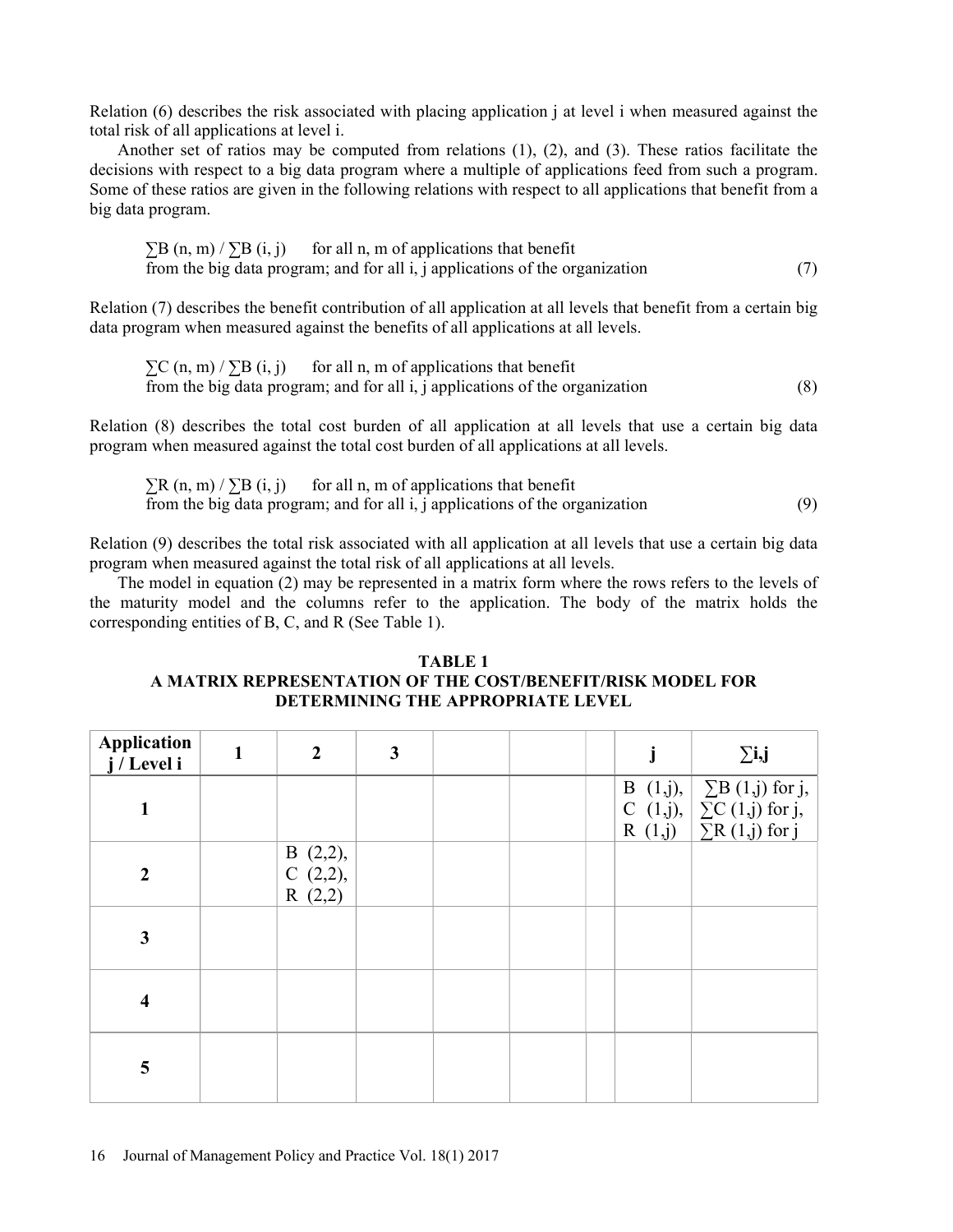Relation (6) describes the risk associated with placing application j at level i when measured against the total risk of all applications at level i.

Another set of ratios may be computed from relations (1), (2), and (3). These ratios facilitate the decisions with respect to a big data program where a multiple of applications feed from such a program. Some of these ratios are given in the following relations with respect to all applications that benefit from a big data program.

$$\sum B(n, m) / \sum B(i, j) \quad \text{for all n, m of applications that benefit from the big data program; and for all i, j applications of the organization} \tag{7}$$

Relation (7) describes the benefit contribution of all application at all levels that benefit from a certain big data program when measured against the benefits of all applications at all levels.

$$\sum C(n, m) / \sum B(i, j) \quad \text{for all n, m of applications that benefit from the big data program; and for all i, j applications of the organization} \tag{8}$$

Relation (8) describes the total cost burden of all application at all levels that use a certain big data program when measured against the total cost burden of all applications at all levels.

$$\sum R(n, m) / \sum B(i, j) \quad \text{for all n, m of applications that benefit from the big data program; and for all i, j applications of the organization} \tag{9}$$

Relation (9) describes the total risk associated with all application at all levels that use a certain big data program when measured against the total risk of all applications at all levels.

The model in equation (2) may be represented in a matrix form where the rows refers to the levels of the maturity model and the columns refer to the application. The body of the matrix holds the corresponding entities of B, C, and R (See Table 1).

**TABLE 1**
**A MATRIX REPRESENTATION OF THE COST/BENEFIT/RISK MODEL FOR DETERMINING THE APPROPRIATE LEVEL**

| Application j / Level i | 1 | 2 | 3 | | | | j | ∑i,j |
|---|---|---|---|---|---|---|---|---|
| **1** | | | | | | | B (1,j), C (1,j), R (1,j) | ∑B (1,j) for j, ∑C (1,j) for j, ∑R (1,j) for j |
| **2** | | B (2,2), C (2,2), R (2,2) | | | | | | |
| **3** | | | | | | | | |
| **4** | | | | | | | | |
| **5** | | | | | | | | |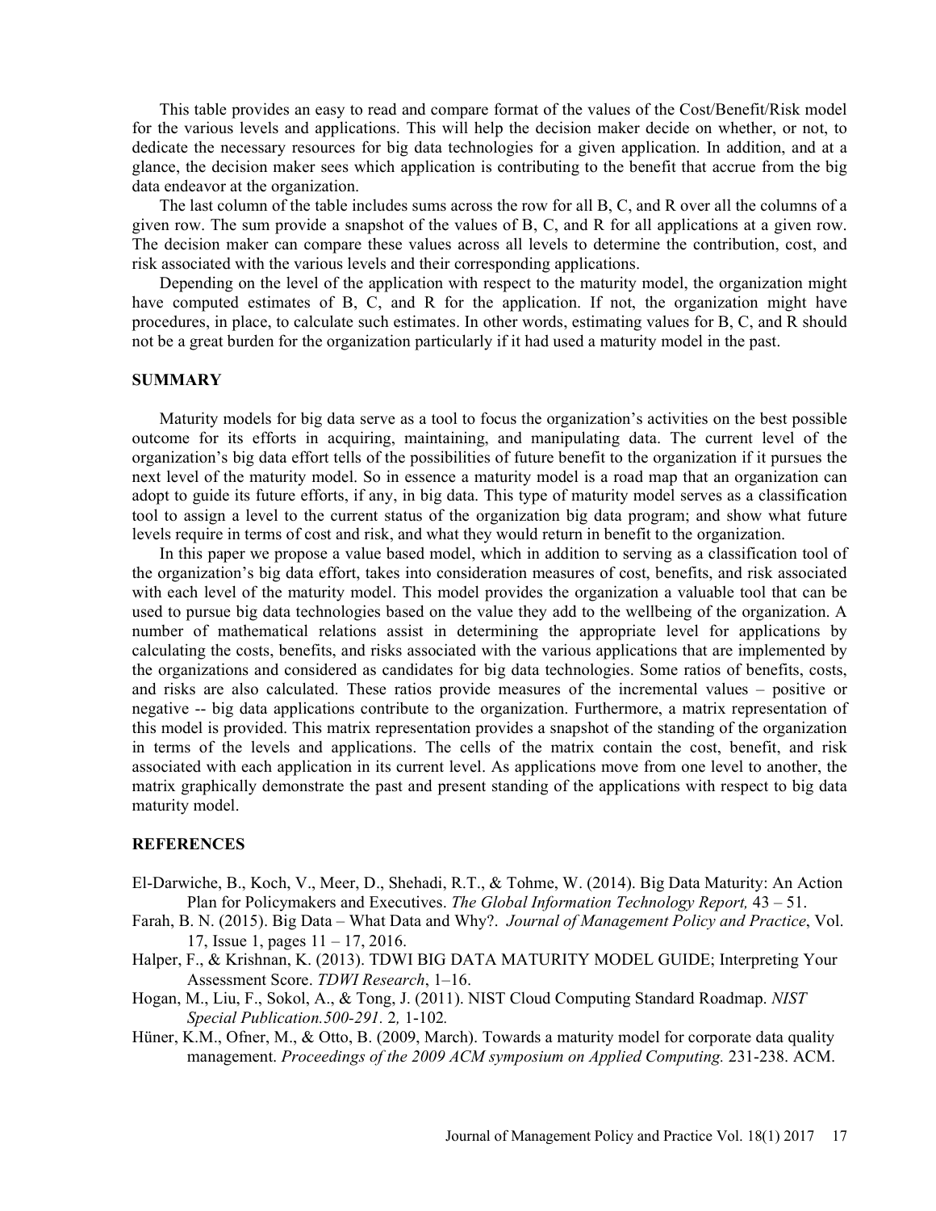This table provides an easy to read and compare format of the values of the Cost/Benefit/Risk model for the various levels and applications. This will help the decision maker decide on whether, or not, to dedicate the necessary resources for big data technologies for a given application. In addition, and at a glance, the decision maker sees which application is contributing to the benefit that accrue from the big data endeavor at the organization.

The last column of the table includes sums across the row for all B, C, and R over all the columns of a given row. The sum provide a snapshot of the values of B, C, and R for all applications at a given row. The decision maker can compare these values across all levels to determine the contribution, cost, and risk associated with the various levels and their corresponding applications.

Depending on the level of the application with respect to the maturity model, the organization might have computed estimates of B, C, and R for the application. If not, the organization might have procedures, in place, to calculate such estimates. In other words, estimating values for B, C, and R should not be a great burden for the organization particularly if it had used a maturity model in the past.

## SUMMARY

Maturity models for big data serve as a tool to focus the organization's activities on the best possible outcome for its efforts in acquiring, maintaining, and manipulating data. The current level of the organization's big data effort tells of the possibilities of future benefit to the organization if it pursues the next level of the maturity model. So in essence a maturity model is a road map that an organization can adopt to guide its future efforts, if any, in big data. This type of maturity model serves as a classification tool to assign a level to the current status of the organization big data program; and show what future levels require in terms of cost and risk, and what they would return in benefit to the organization.

In this paper we propose a value based model, which in addition to serving as a classification tool of the organization's big data effort, takes into consideration measures of cost, benefits, and risk associated with each level of the maturity model. This model provides the organization a valuable tool that can be used to pursue big data technologies based on the value they add to the wellbeing of the organization. A number of mathematical relations assist in determining the appropriate level for applications by calculating the costs, benefits, and risks associated with the various applications that are implemented by the organizations and considered as candidates for big data technologies. Some ratios of benefits, costs, and risks are also calculated. These ratios provide measures of the incremental values – positive or negative -- big data applications contribute to the organization. Furthermore, a matrix representation of this model is provided. This matrix representation provides a snapshot of the standing of the organization in terms of the levels and applications. The cells of the matrix contain the cost, benefit, and risk associated with each application in its current level. As applications move from one level to another, the matrix graphically demonstrate the past and present standing of the applications with respect to big data maturity model.

## REFERENCES

El-Darwiche, B., Koch, V., Meer, D., Shehadi, R.T., & Tohme, W. (2014). Big Data Maturity: An Action Plan for Policymakers and Executives. *The Global Information Technology Report,* 43 – 51.

Farah, B. N. (2015). Big Data – What Data and Why?. *Journal of Management Policy and Practice*, Vol. 17, Issue 1, pages 11 – 17, 2016.

Halper, F., & Krishnan, K. (2013). TDWI BIG DATA MATURITY MODEL GUIDE; Interpreting Your Assessment Score. *TDWI Research*, 1–16.

Hogan, M., Liu, F., Sokol, A., & Tong, J. (2011). NIST Cloud Computing Standard Roadmap. *NIST Special Publication.500-291.* 2*,* 1-102*.*

Hüner, K.M., Ofner, M., & Otto, B. (2009, March). Towards a maturity model for corporate data quality management. *Proceedings of the 2009 ACM symposium on Applied Computing.* 231-238. ACM.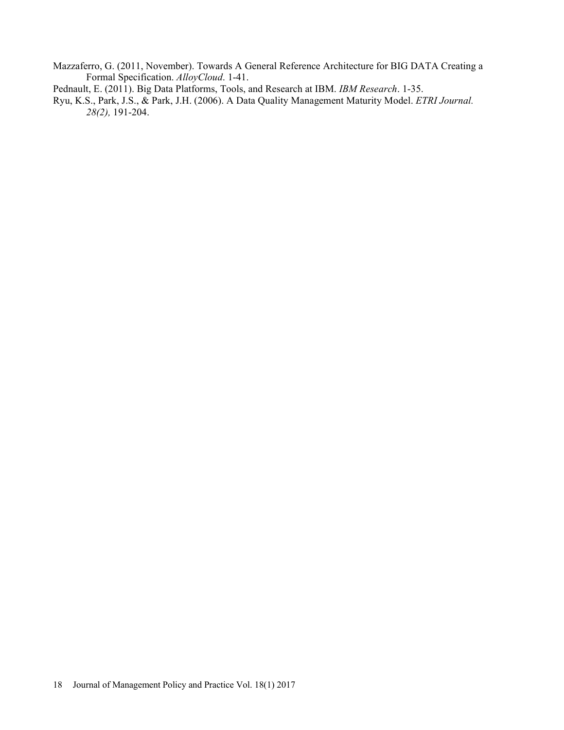Mazzaferro, G. (2011, November). Towards A General Reference Architecture for BIG DATA Creating a Formal Specification. *AlloyCloud*. 1-41.

Pednault, E. (2011). Big Data Platforms, Tools, and Research at IBM. *IBM Research*. 1-35.

Ryu, K.S., Park, J.S., & Park, J.H. (2006). A Data Quality Management Maturity Model. *ETRI Journal. 28(2),* 191-204.